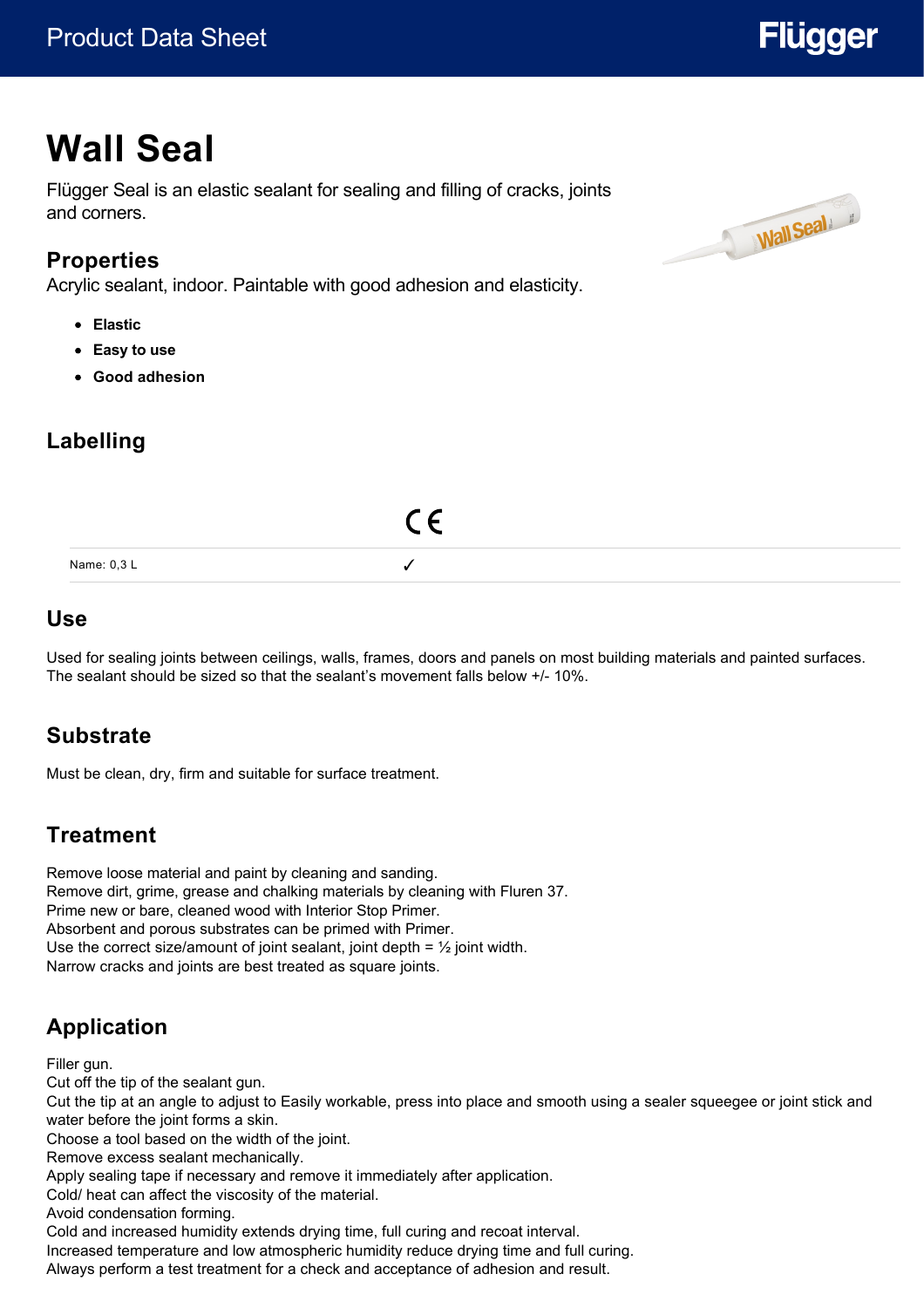# Wall Seal

Flügger Seal is an elastic sealant for sealing and filling of cracks, joints and corners.

## Properties

Acrylic sealant, indoor. Paintable with good adhesion and elasticity.

- **Elastic**
- **Easy to use**
- **Good adhesion**

## Labelling

| | CE |
|---|---|
| Name: 0,3 L | ✓ |

## Use

Used for sealing joints between ceilings, walls, frames, doors and panels on most building materials and painted surfaces. The sealant should be sized so that the sealant's movement falls below +/- 10%.

## Substrate

Must be clean, dry, firm and suitable for surface treatment.

## Treatment

Remove loose material and paint by cleaning and sanding.
Remove dirt, grime, grease and chalking materials by cleaning with Fluren 37.
Prime new or bare, cleaned wood with Interior Stop Primer.
Absorbent and porous substrates can be primed with Primer.
Use the correct size/amount of joint sealant, joint depth = ½ joint width.
Narrow cracks and joints are best treated as square joints.

## Application

Filler gun.
Cut off the tip of the sealant gun.
Cut the tip at an angle to adjust to Easily workable, press into place and smooth using a sealer squeegee or joint stick and water before the joint forms a skin.
Choose a tool based on the width of the joint.
Remove excess sealant mechanically.
Apply sealing tape if necessary and remove it immediately after application.
Cold/ heat can affect the viscosity of the material.
Avoid condensation forming.
Cold and increased humidity extends drying time, full curing and recoat interval.
Increased temperature and low atmospheric humidity reduce drying time and full curing.
Always perform a test treatment for a check and acceptance of adhesion and result.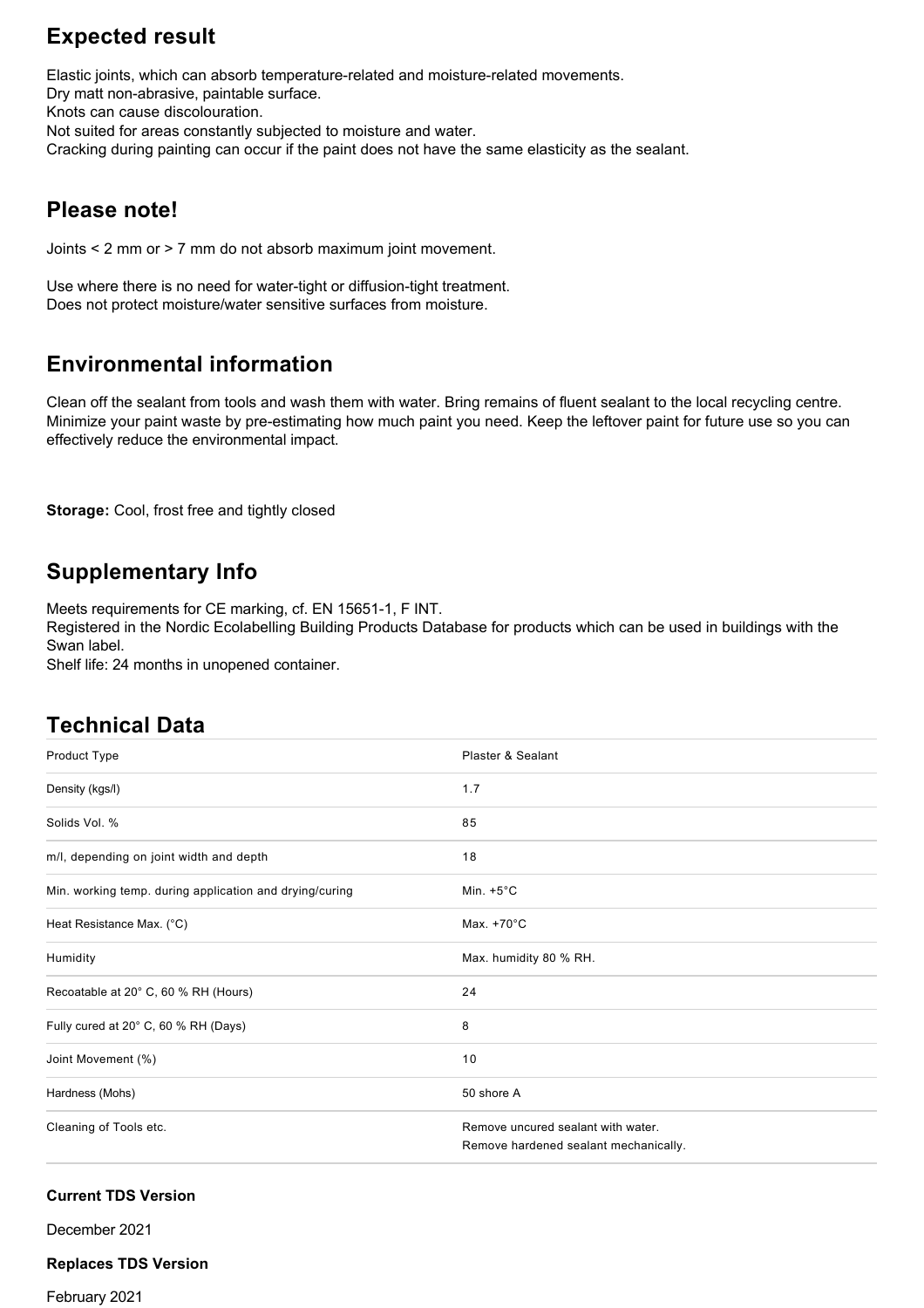## Expected result

Elastic joints, which can absorb temperature-related and moisture-related movements.
Dry matt non-abrasive, paintable surface.
Knots can cause discolouration.
Not suited for areas constantly subjected to moisture and water.
Cracking during painting can occur if the paint does not have the same elasticity as the sealant.

## Please note!

Joints < 2 mm or > 7 mm do not absorb maximum joint movement.

Use where there is no need for water-tight or diffusion-tight treatment.
Does not protect moisture/water sensitive surfaces from moisture.

## Environmental information

Clean off the sealant from tools and wash them with water. Bring remains of fluent sealant to the local recycling centre. Minimize your paint waste by pre-estimating how much paint you need. Keep the leftover paint for future use so you can effectively reduce the environmental impact.

**Storage:** Cool, frost free and tightly closed

## Supplementary Info

Meets requirements for CE marking, cf. EN 15651-1, F INT.
Registered in the Nordic Ecolabelling Building Products Database for products which can be used in buildings with the Swan label.
Shelf life: 24 months in unopened container.

## Technical Data

| | |
|---|---|
| Product Type | Plaster & Sealant |
| Density (kgs/l) | 1.7 |
| Solids Vol. % | 85 |
| m/l, depending on joint width and depth | 18 |
| Min. working temp. during application and drying/curing | Min. +5°C |
| Heat Resistance Max. (°C) | Max. +70°C |
| Humidity | Max. humidity 80 % RH. |
| Recoatable at 20° C, 60 % RH (Hours) | 24 |
| Fully cured at 20° C, 60 % RH (Days) | 8 |
| Joint Movement (%) | 10 |
| Hardness (Mohs) | 50 shore A |
| Cleaning of Tools etc. | Remove uncured sealant with water.<br>Remove hardened sealant mechanically. |

**Current TDS Version**

December 2021

**Replaces TDS Version**

February 2021